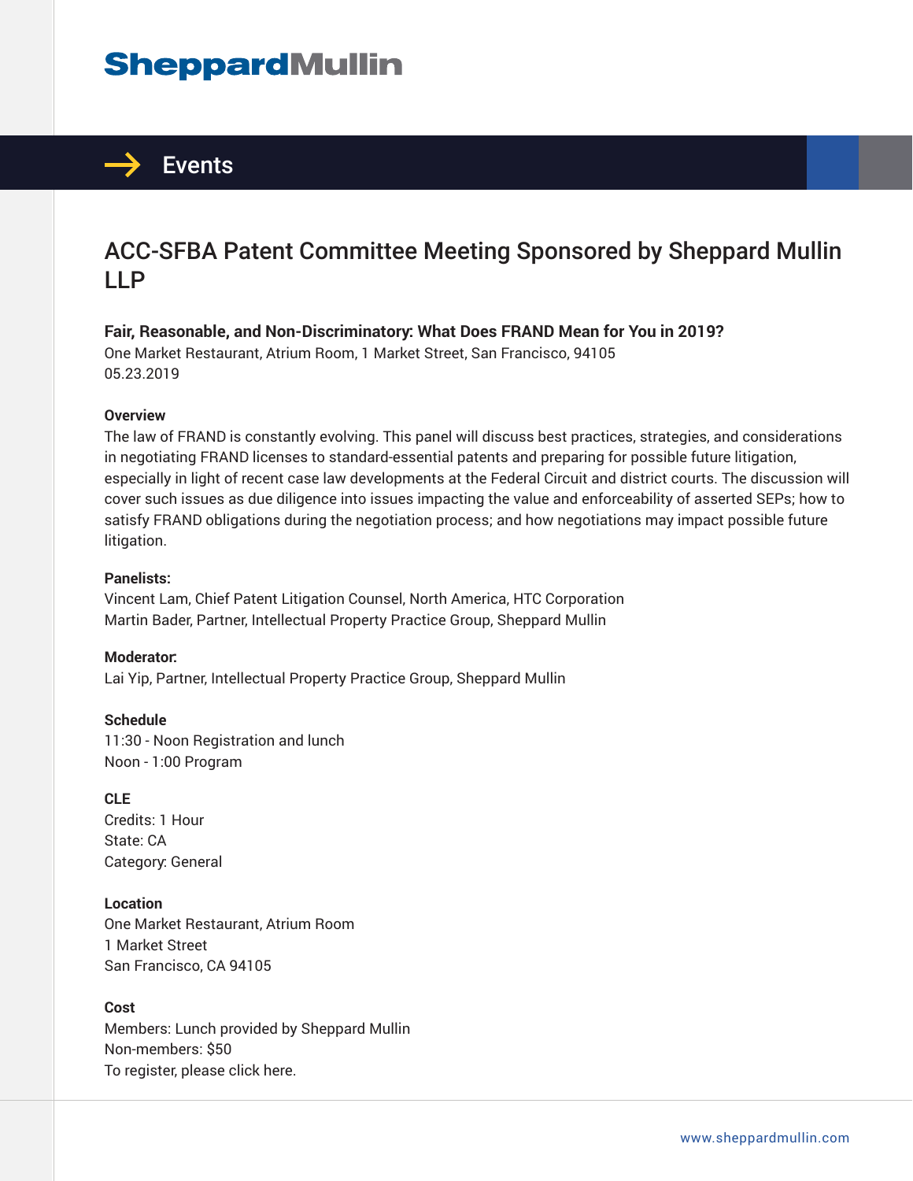# Sheppard Mullin

## Events

# ACC-SFBA Patent Committee Meeting Sponsored by Sheppard Mullin LLP

**Fair, Reasonable, and Non-Discriminatory: What Does FRAND Mean for You in 2019?**
One Market Restaurant, Atrium Room, 1 Market Street, San Francisco, 94105
05.23.2019

**Overview**
The law of FRAND is constantly evolving. This panel will discuss best practices, strategies, and considerations in negotiating FRAND licenses to standard-essential patents and preparing for possible future litigation, especially in light of recent case law developments at the Federal Circuit and district courts. The discussion will cover such issues as due diligence into issues impacting the value and enforceability of asserted SEPs; how to satisfy FRAND obligations during the negotiation process; and how negotiations may impact possible future litigation.

**Panelists:**
Vincent Lam, Chief Patent Litigation Counsel, North America, HTC Corporation
Martin Bader, Partner, Intellectual Property Practice Group, Sheppard Mullin

**Moderator:**
Lai Yip, Partner, Intellectual Property Practice Group, Sheppard Mullin

**Schedule**
11:30 - Noon Registration and lunch
Noon - 1:00 Program

**CLE**
Credits: 1 Hour
State: CA
Category: General

**Location**
One Market Restaurant, Atrium Room
1 Market Street
San Francisco, CA 94105

**Cost**
Members: Lunch provided by Sheppard Mullin
Non-members: $50
To register, please click here.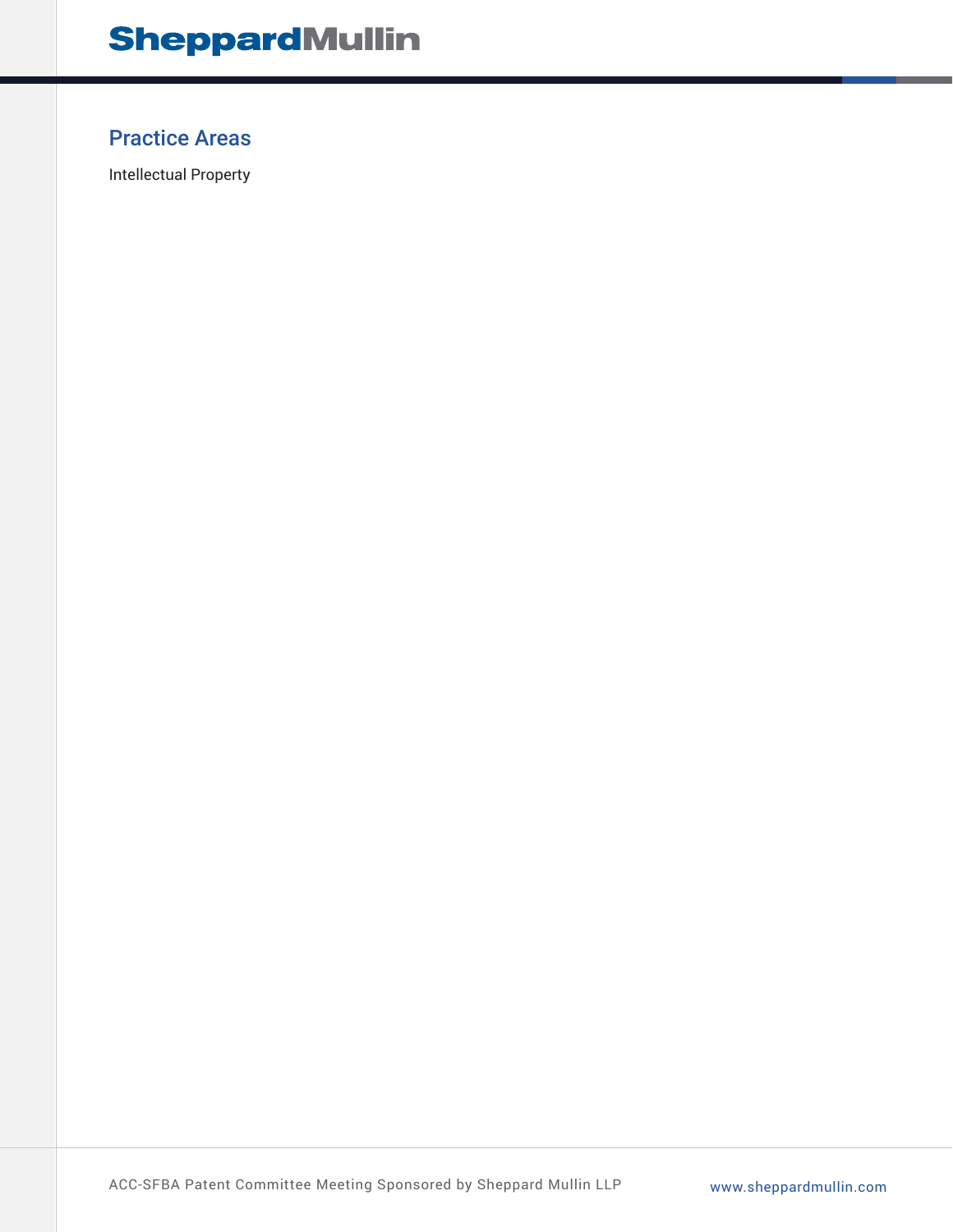## Practice Areas

Intellectual Property